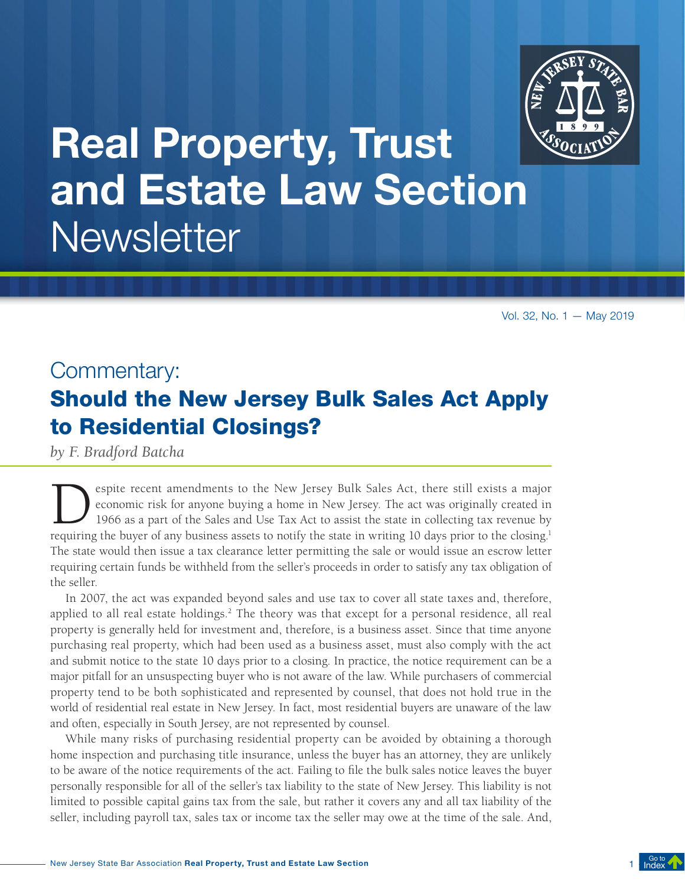# Real Property, Trust and Estate Law Section Newsletter

Vol. 32, No. 1 — May 2019

## Commentary: Should the New Jersey Bulk Sales Act Apply to Residential Closings?

*by F. Bradford Batcha*

Despite recent amendments to the New Jersey Bulk Sales Act, there still exists a major economic risk for anyone buying a home in New Jersey. The act was originally created in 1966 as a part of the Sales and Use Tax Act to assist the state in collecting tax revenue by requiring the buyer of any business assets to notify the state in writing 10 days prior to the closing.[1] The state would then issue a tax clearance letter permitting the sale or would issue an escrow letter requiring certain funds be withheld from the seller's proceeds in order to satisfy any tax obligation of the seller.

In 2007, the act was expanded beyond sales and use tax to cover all state taxes and, therefore, applied to all real estate holdings.[2] The theory was that except for a personal residence, all real property is generally held for investment and, therefore, is a business asset. Since that time anyone purchasing real property, which had been used as a business asset, must also comply with the act and submit notice to the state 10 days prior to a closing. In practice, the notice requirement can be a major pitfall for an unsuspecting buyer who is not aware of the law. While purchasers of commercial property tend to be both sophisticated and represented by counsel, that does not hold true in the world of residential real estate in New Jersey. In fact, most residential buyers are unaware of the law and often, especially in South Jersey, are not represented by counsel.

While many risks of purchasing residential property can be avoided by obtaining a thorough home inspection and purchasing title insurance, unless the buyer has an attorney, they are unlikely to be aware of the notice requirements of the act. Failing to file the bulk sales notice leaves the buyer personally responsible for all of the seller's tax liability to the state of New Jersey. This liability is not limited to possible capital gains tax from the sale, but rather it covers any and all tax liability of the seller, including payroll tax, sales tax or income tax the seller may owe at the time of the sale. And,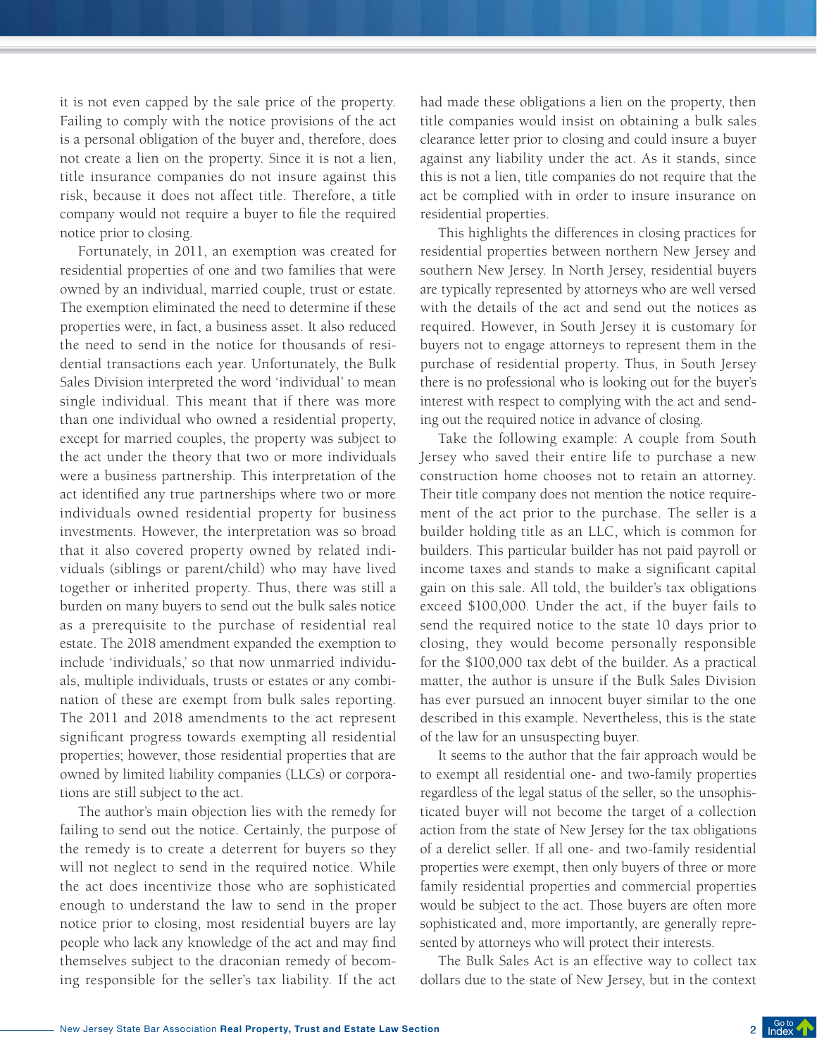it is not even capped by the sale price of the property. Failing to comply with the notice provisions of the act is a personal obligation of the buyer and, therefore, does not create a lien on the property. Since it is not a lien, title insurance companies do not insure against this risk, because it does not affect title. Therefore, a title company would not require a buyer to file the required notice prior to closing.

Fortunately, in 2011, an exemption was created for residential properties of one and two families that were owned by an individual, married couple, trust or estate. The exemption eliminated the need to determine if these properties were, in fact, a business asset. It also reduced the need to send in the notice for thousands of residential transactions each year. Unfortunately, the Bulk Sales Division interpreted the word 'individual' to mean single individual. This meant that if there was more than one individual who owned a residential property, except for married couples, the property was subject to the act under the theory that two or more individuals were a business partnership. This interpretation of the act identified any true partnerships where two or more individuals owned residential property for business investments. However, the interpretation was so broad that it also covered property owned by related individuals (siblings or parent/child) who may have lived together or inherited property. Thus, there was still a burden on many buyers to send out the bulk sales notice as a prerequisite to the purchase of residential real estate. The 2018 amendment expanded the exemption to include 'individuals,' so that now unmarried individuals, multiple individuals, trusts or estates or any combination of these are exempt from bulk sales reporting. The 2011 and 2018 amendments to the act represent significant progress towards exempting all residential properties; however, those residential properties that are owned by limited liability companies (LLCs) or corporations are still subject to the act.

The author's main objection lies with the remedy for failing to send out the notice. Certainly, the purpose of the remedy is to create a deterrent for buyers so they will not neglect to send in the required notice. While the act does incentivize those who are sophisticated enough to understand the law to send in the proper notice prior to closing, most residential buyers are lay people who lack any knowledge of the act and may find themselves subject to the draconian remedy of becoming responsible for the seller's tax liability. If the act had made these obligations a lien on the property, then title companies would insist on obtaining a bulk sales clearance letter prior to closing and could insure a buyer against any liability under the act. As it stands, since this is not a lien, title companies do not require that the act be complied with in order to insure insurance on residential properties.

This highlights the differences in closing practices for residential properties between northern New Jersey and southern New Jersey. In North Jersey, residential buyers are typically represented by attorneys who are well versed with the details of the act and send out the notices as required. However, in South Jersey it is customary for buyers not to engage attorneys to represent them in the purchase of residential property. Thus, in South Jersey there is no professional who is looking out for the buyer's interest with respect to complying with the act and sending out the required notice in advance of closing.

Take the following example: A couple from South Jersey who saved their entire life to purchase a new construction home chooses not to retain an attorney. Their title company does not mention the notice requirement of the act prior to the purchase. The seller is a builder holding title as an LLC, which is common for builders. This particular builder has not paid payroll or income taxes and stands to make a significant capital gain on this sale. All told, the builder's tax obligations exceed $100,000. Under the act, if the buyer fails to send the required notice to the state 10 days prior to closing, they would become personally responsible for the $100,000 tax debt of the builder. As a practical matter, the author is unsure if the Bulk Sales Division has ever pursued an innocent buyer similar to the one described in this example. Nevertheless, this is the state of the law for an unsuspecting buyer.

It seems to the author that the fair approach would be to exempt all residential one- and two-family properties regardless of the legal status of the seller, so the unsophisticated buyer will not become the target of a collection action from the state of New Jersey for the tax obligations of a derelict seller. If all one- and two-family residential properties were exempt, then only buyers of three or more family residential properties and commercial properties would be subject to the act. Those buyers are often more sophisticated and, more importantly, are generally represented by attorneys who will protect their interests.

The Bulk Sales Act is an effective way to collect tax dollars due to the state of New Jersey, but in the context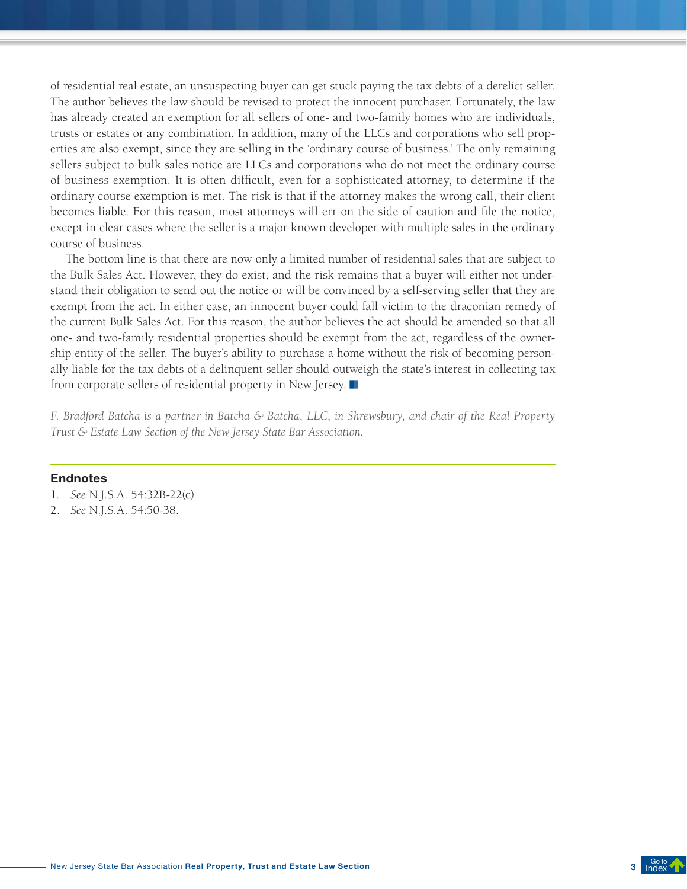of residential real estate, an unsuspecting buyer can get stuck paying the tax debts of a derelict seller. The author believes the law should be revised to protect the innocent purchaser. Fortunately, the law has already created an exemption for all sellers of one- and two-family homes who are individuals, trusts or estates or any combination. In addition, many of the LLCs and corporations who sell properties are also exempt, since they are selling in the 'ordinary course of business.' The only remaining sellers subject to bulk sales notice are LLCs and corporations who do not meet the ordinary course of business exemption. It is often difficult, even for a sophisticated attorney, to determine if the ordinary course exemption is met. The risk is that if the attorney makes the wrong call, their client becomes liable. For this reason, most attorneys will err on the side of caution and file the notice, except in clear cases where the seller is a major known developer with multiple sales in the ordinary course of business.

The bottom line is that there are now only a limited number of residential sales that are subject to the Bulk Sales Act. However, they do exist, and the risk remains that a buyer will either not understand their obligation to send out the notice or will be convinced by a self-serving seller that they are exempt from the act. In either case, an innocent buyer could fall victim to the draconian remedy of the current Bulk Sales Act. For this reason, the author believes the act should be amended so that all one- and two-family residential properties should be exempt from the act, regardless of the ownership entity of the seller. The buyer's ability to purchase a home without the risk of becoming personally liable for the tax debts of a delinquent seller should outweigh the state's interest in collecting tax from corporate sellers of residential property in New Jersey. ■

*F. Bradford Batcha is a partner in Batcha & Batcha, LLC, in Shrewsbury, and chair of the Real Property Trust & Estate Law Section of the New Jersey State Bar Association.*

---

### Endnotes

1. *See* N.J.S.A. 54:32B-22(c).
2. *See* N.J.S.A. 54:50-38.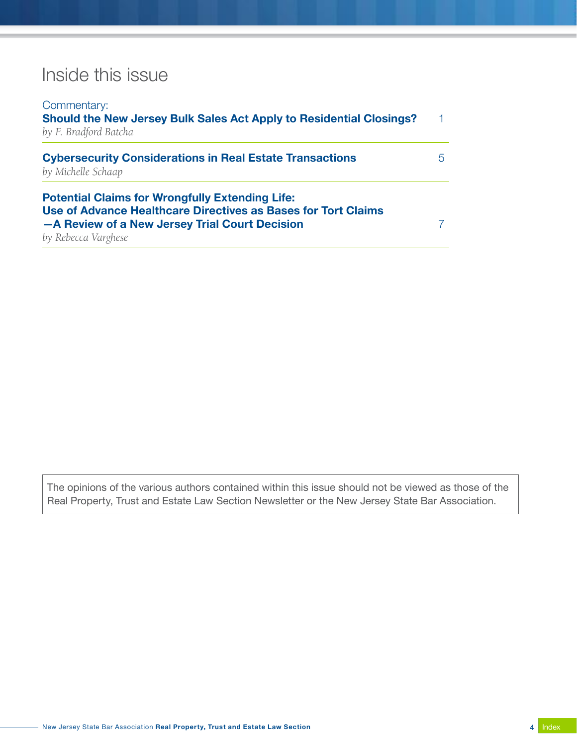# Inside this issue

Commentary:
**Should the New Jersey Bulk Sales Act Apply to Residential Closings?** 1
*by F. Bradford Batcha*

**Cybersecurity Considerations in Real Estate Transactions** 5
*by Michelle Schaap*

**Potential Claims for Wrongfully Extending Life: Use of Advance Healthcare Directives as Bases for Tort Claims —A Review of a New Jersey Trial Court Decision** 7
*by Rebecca Varghese*

The opinions of the various authors contained within this issue should not be viewed as those of the Real Property, Trust and Estate Law Section Newsletter or the New Jersey State Bar Association.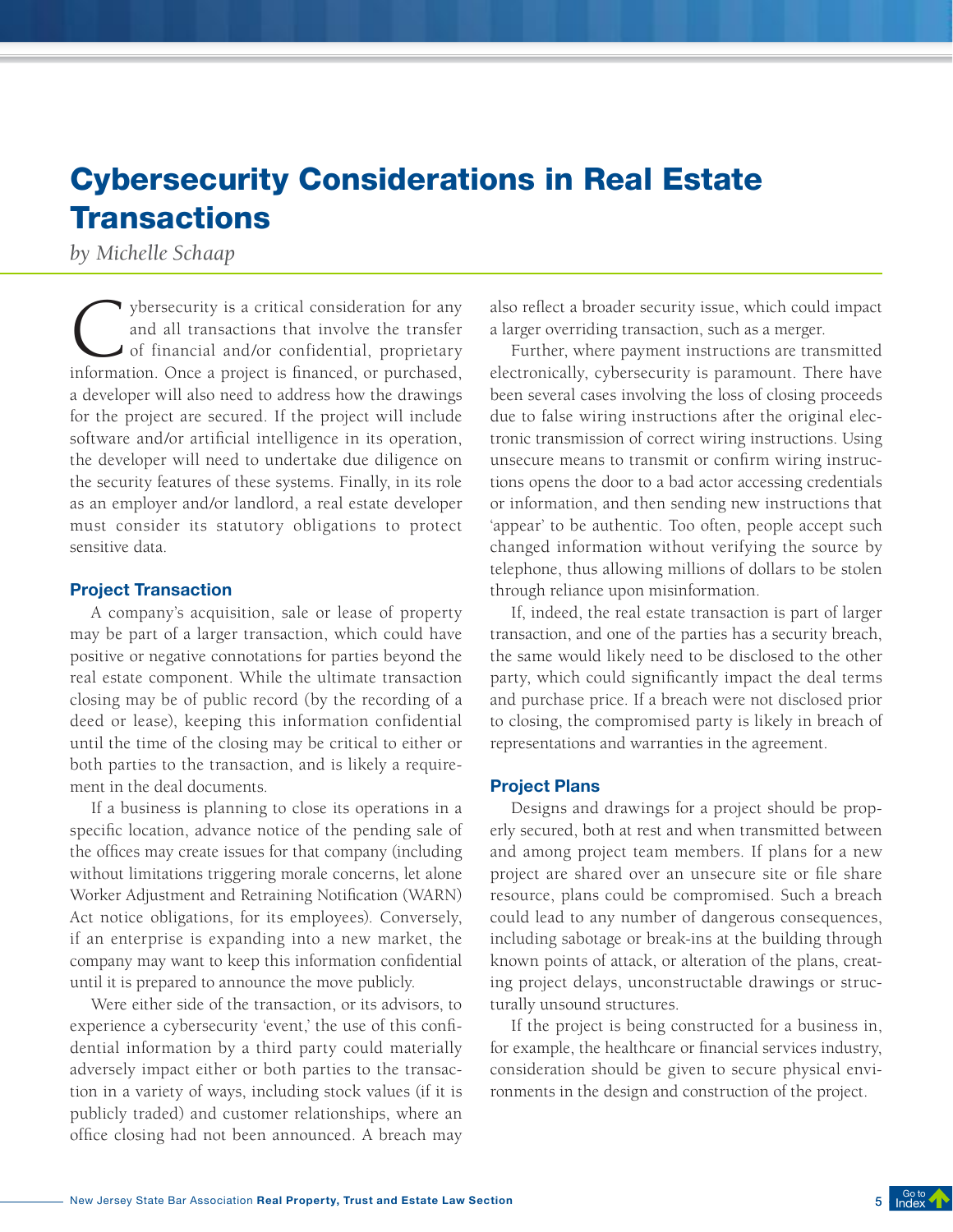# Cybersecurity Considerations in Real Estate Transactions

*by Michelle Schaap*

Cybersecurity is a critical consideration for any and all transactions that involve the transfer of financial and/or confidential, proprietary information. Once a project is financed, or purchased, a developer will also need to address how the drawings for the project are secured. If the project will include software and/or artificial intelligence in its operation, the developer will need to undertake due diligence on the security features of these systems. Finally, in its role as an employer and/or landlord, a real estate developer must consider its statutory obligations to protect sensitive data.

## Project Transaction

A company's acquisition, sale or lease of property may be part of a larger transaction, which could have positive or negative connotations for parties beyond the real estate component. While the ultimate transaction closing may be of public record (by the recording of a deed or lease), keeping this information confidential until the time of the closing may be critical to either or both parties to the transaction, and is likely a requirement in the deal documents.

If a business is planning to close its operations in a specific location, advance notice of the pending sale of the offices may create issues for that company (including without limitations triggering morale concerns, let alone Worker Adjustment and Retraining Notification (WARN) Act notice obligations, for its employees). Conversely, if an enterprise is expanding into a new market, the company may want to keep this information confidential until it is prepared to announce the move publicly.

Were either side of the transaction, or its advisors, to experience a cybersecurity 'event,' the use of this confidential information by a third party could materially adversely impact either or both parties to the transaction in a variety of ways, including stock values (if it is publicly traded) and customer relationships, where an office closing had not been announced. A breach may also reflect a broader security issue, which could impact a larger overriding transaction, such as a merger.

Further, where payment instructions are transmitted electronically, cybersecurity is paramount. There have been several cases involving the loss of closing proceeds due to false wiring instructions after the original electronic transmission of correct wiring instructions. Using unsecure means to transmit or confirm wiring instructions opens the door to a bad actor accessing credentials or information, and then sending new instructions that 'appear' to be authentic. Too often, people accept such changed information without verifying the source by telephone, thus allowing millions of dollars to be stolen through reliance upon misinformation.

If, indeed, the real estate transaction is part of larger transaction, and one of the parties has a security breach, the same would likely need to be disclosed to the other party, which could significantly impact the deal terms and purchase price. If a breach were not disclosed prior to closing, the compromised party is likely in breach of representations and warranties in the agreement.

## Project Plans

Designs and drawings for a project should be properly secured, both at rest and when transmitted between and among project team members. If plans for a new project are shared over an unsecure site or file share resource, plans could be compromised. Such a breach could lead to any number of dangerous consequences, including sabotage or break-ins at the building through known points of attack, or alteration of the plans, creating project delays, unconstructable drawings or structurally unsound structures.

If the project is being constructed for a business in, for example, the healthcare or financial services industry, consideration should be given to secure physical environments in the design and construction of the project.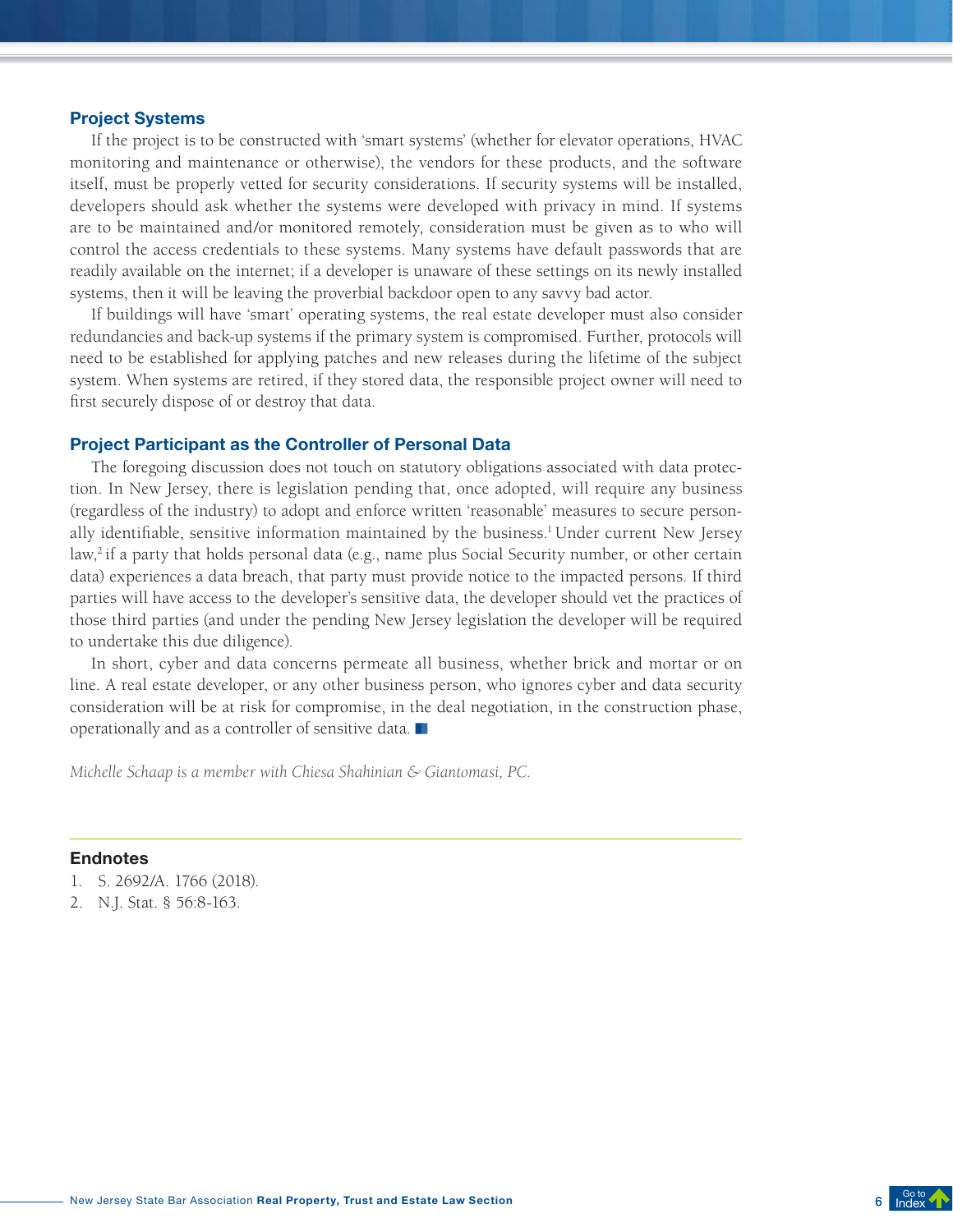## Project Systems

If the project is to be constructed with 'smart systems' (whether for elevator operations, HVAC monitoring and maintenance or otherwise), the vendors for these products, and the software itself, must be properly vetted for security considerations. If security systems will be installed, developers should ask whether the systems were developed with privacy in mind. If systems are to be maintained and/or monitored remotely, consideration must be given as to who will control the access credentials to these systems. Many systems have default passwords that are readily available on the internet; if a developer is unaware of these settings on its newly installed systems, then it will be leaving the proverbial backdoor open to any savvy bad actor.

If buildings will have 'smart' operating systems, the real estate developer must also consider redundancies and back-up systems if the primary system is compromised. Further, protocols will need to be established for applying patches and new releases during the lifetime of the subject system. When systems are retired, if they stored data, the responsible project owner will need to first securely dispose of or destroy that data.

## Project Participant as the Controller of Personal Data

The foregoing discussion does not touch on statutory obligations associated with data protection. In New Jersey, there is legislation pending that, once adopted, will require any business (regardless of the industry) to adopt and enforce written 'reasonable' measures to secure personally identifiable, sensitive information maintained by the business.[1] Under current New Jersey law,[2] if a party that holds personal data (e.g., name plus Social Security number, or other certain data) experiences a data breach, that party must provide notice to the impacted persons. If third parties will have access to the developer's sensitive data, the developer should vet the practices of those third parties (and under the pending New Jersey legislation the developer will be required to undertake this due diligence).

In short, cyber and data concerns permeate all business, whether brick and mortar or on line. A real estate developer, or any other business person, who ignores cyber and data security consideration will be at risk for compromise, in the deal negotiation, in the construction phase, operationally and as a controller of sensitive data. ■

*Michelle Schaap is a member with Chiesa Shahinian & Giantomasi, PC.*

---

### Endnotes

1. S. 2692/A. 1766 (2018).
2. N.J. Stat. § 56:8-163.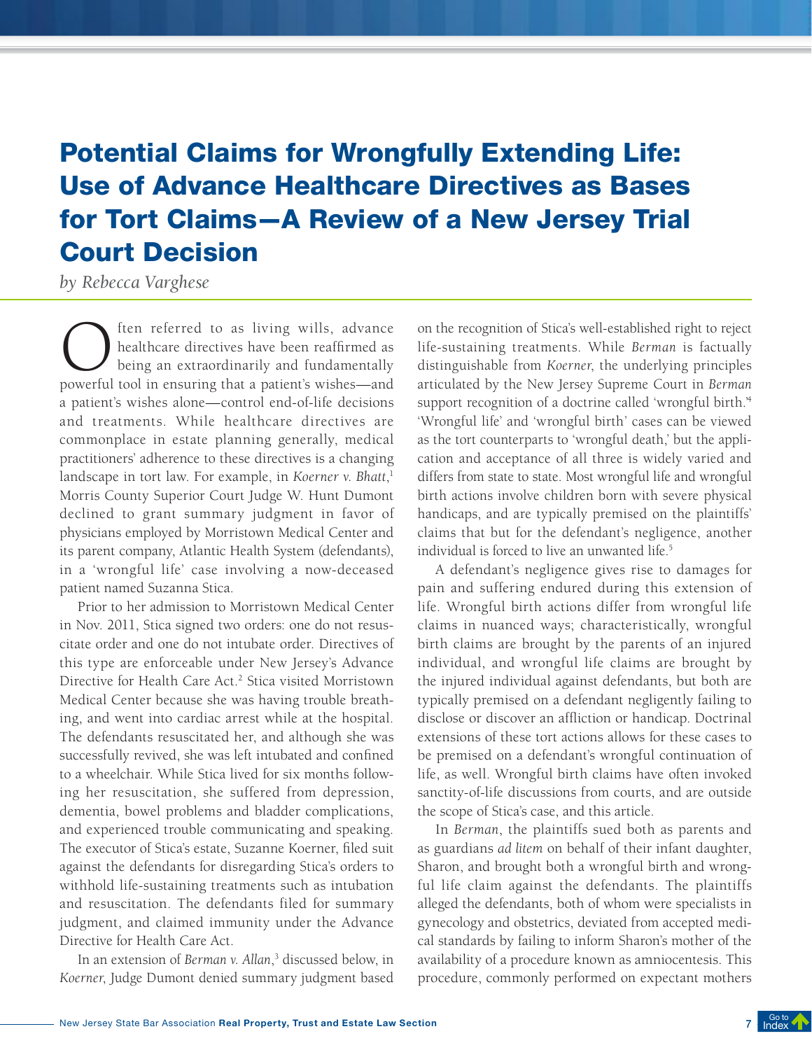# Potential Claims for Wrongfully Extending Life: Use of Advance Healthcare Directives as Bases for Tort Claims—A Review of a New Jersey Trial Court Decision

*by Rebecca Varghese*

Often referred to as living wills, advance healthcare directives have been reaffirmed as being an extraordinarily and fundamentally powerful tool in ensuring that a patient's wishes—and a patient's wishes alone—control end-of-life decisions and treatments. While healthcare directives are commonplace in estate planning generally, medical practitioners' adherence to these directives is a changing landscape in tort law. For example, in *Koerner v. Bhatt*,[1] Morris County Superior Court Judge W. Hunt Dumont declined to grant summary judgment in favor of physicians employed by Morristown Medical Center and its parent company, Atlantic Health System (defendants), in a 'wrongful life' case involving a now-deceased patient named Suzanna Stica.

Prior to her admission to Morristown Medical Center in Nov. 2011, Stica signed two orders: one do not resuscitate order and one do not intubate order. Directives of this type are enforceable under New Jersey's Advance Directive for Health Care Act.[2] Stica visited Morristown Medical Center because she was having trouble breathing, and went into cardiac arrest while at the hospital. The defendants resuscitated her, and although she was successfully revived, she was left intubated and confined to a wheelchair. While Stica lived for six months following her resuscitation, she suffered from depression, dementia, bowel problems and bladder complications, and experienced trouble communicating and speaking. The executor of Stica's estate, Suzanne Koerner, filed suit against the defendants for disregarding Stica's orders to withhold life-sustaining treatments such as intubation and resuscitation. The defendants filed for summary judgment, and claimed immunity under the Advance Directive for Health Care Act.

In an extension of *Berman v. Allan*,[3] discussed below, in *Koerner*, Judge Dumont denied summary judgment based on the recognition of Stica's well-established right to reject life-sustaining treatments. While *Berman* is factually distinguishable from *Koerner*, the underlying principles articulated by the New Jersey Supreme Court in *Berman* support recognition of a doctrine called 'wrongful birth.'[4] 'Wrongful life' and 'wrongful birth' cases can be viewed as the tort counterparts to 'wrongful death,' but the application and acceptance of all three is widely varied and differs from state to state. Most wrongful life and wrongful birth actions involve children born with severe physical handicaps, and are typically premised on the plaintiffs' claims that but for the defendant's negligence, another individual is forced to live an unwanted life.[5]

A defendant's negligence gives rise to damages for pain and suffering endured during this extension of life. Wrongful birth actions differ from wrongful life claims in nuanced ways; characteristically, wrongful birth claims are brought by the parents of an injured individual, and wrongful life claims are brought by the injured individual against defendants, but both are typically premised on a defendant negligently failing to disclose or discover an affliction or handicap. Doctrinal extensions of these tort actions allows for these cases to be premised on a defendant's wrongful continuation of life, as well. Wrongful birth claims have often invoked sanctity-of-life discussions from courts, and are outside the scope of Stica's case, and this article.

In *Berman*, the plaintiffs sued both as parents and as guardians *ad litem* on behalf of their infant daughter, Sharon, and brought both a wrongful birth and wrongful life claim against the defendants. The plaintiffs alleged the defendants, both of whom were specialists in gynecology and obstetrics, deviated from accepted medical standards by failing to inform Sharon's mother of the availability of a procedure known as amniocentesis. This procedure, commonly performed on expectant mothers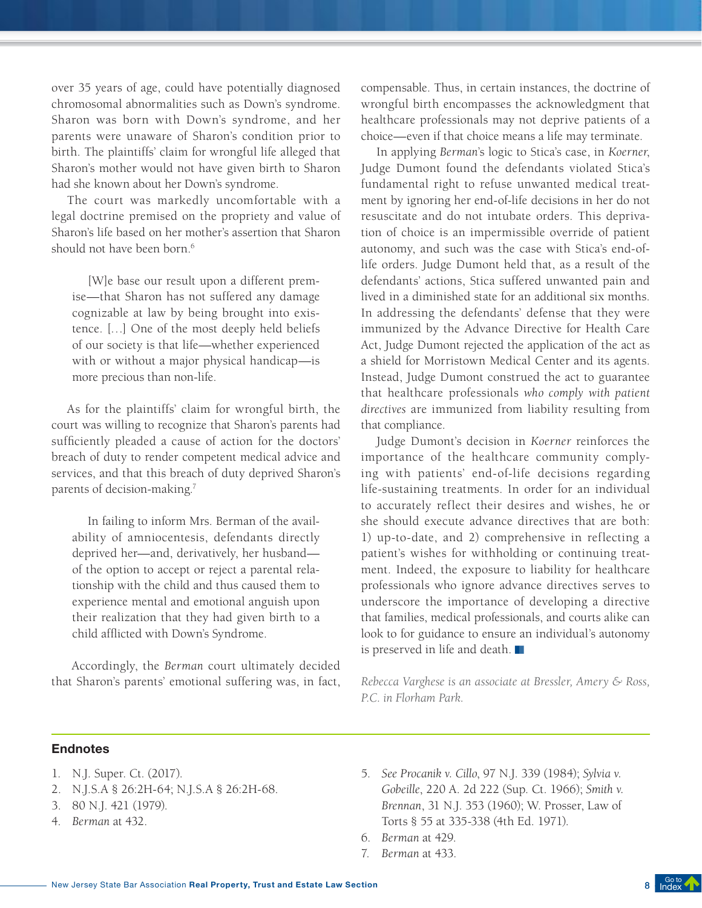over 35 years of age, could have potentially diagnosed chromosomal abnormalities such as Down's syndrome. Sharon was born with Down's syndrome, and her parents were unaware of Sharon's condition prior to birth. The plaintiffs' claim for wrongful life alleged that Sharon's mother would not have given birth to Sharon had she known about her Down's syndrome.

The court was markedly uncomfortable with a legal doctrine premised on the propriety and value of Sharon's life based on her mother's assertion that Sharon should not have been born.[6]

> [W]e base our result upon a different premise—that Sharon has not suffered any damage cognizable at law by being brought into existence. […] One of the most deeply held beliefs of our society is that life—whether experienced with or without a major physical handicap—is more precious than non-life.

As for the plaintiffs' claim for wrongful birth, the court was willing to recognize that Sharon's parents had sufficiently pleaded a cause of action for the doctors' breach of duty to render competent medical advice and services, and that this breach of duty deprived Sharon's parents of decision-making.[7]

> In failing to inform Mrs. Berman of the availability of amniocentesis, defendants directly deprived her—and, derivatively, her husband—of the option to accept or reject a parental relationship with the child and thus caused them to experience mental and emotional anguish upon their realization that they had given birth to a child afflicted with Down's Syndrome.

Accordingly, the *Berman* court ultimately decided that Sharon's parents' emotional suffering was, in fact, compensable. Thus, in certain instances, the doctrine of wrongful birth encompasses the acknowledgment that healthcare professionals may not deprive patients of a choice—even if that choice means a life may terminate.

In applying *Berman*'s logic to Stica's case, in *Koerner*, Judge Dumont found the defendants violated Stica's fundamental right to refuse unwanted medical treatment by ignoring her end-of-life decisions in her do not resuscitate and do not intubate orders. This deprivation of choice is an impermissible override of patient autonomy, and such was the case with Stica's end-of-life orders. Judge Dumont held that, as a result of the defendants' actions, Stica suffered unwanted pain and lived in a diminished state for an additional six months. In addressing the defendants' defense that they were immunized by the Advance Directive for Health Care Act, Judge Dumont rejected the application of the act as a shield for Morristown Medical Center and its agents. Instead, Judge Dumont construed the act to guarantee that healthcare professionals *who comply with patient directives* are immunized from liability resulting from that compliance.

Judge Dumont's decision in *Koerner* reinforces the importance of the healthcare community complying with patients' end-of-life decisions regarding life-sustaining treatments. In order for an individual to accurately reflect their desires and wishes, he or she should execute advance directives that are both: 1) up-to-date, and 2) comprehensive in reflecting a patient's wishes for withholding or continuing treatment. Indeed, the exposure to liability for healthcare professionals who ignore advance directives serves to underscore the importance of developing a directive that families, medical professionals, and courts alike can look to for guidance to ensure an individual's autonomy is preserved in life and death.

*Rebecca Varghese is an associate at Bressler, Amery & Ross, P.C. in Florham Park.*

## Endnotes

1. N.J. Super. Ct. (2017).
2. N.J.S.A § 26:2H-64; N.J.S.A § 26:2H-68.
3. 80 N.J. 421 (1979).
4. *Berman* at 432.
5. *See Procanik v. Cillo*, 97 N.J. 339 (1984); *Sylvia v. Gobeille*, 220 A. 2d 222 (Sup. Ct. 1966); *Smith v. Brennan*, 31 N.J. 353 (1960); W. Prosser, Law of Torts § 55 at 335-338 (4th Ed. 1971).
6. *Berman* at 429.
7. *Berman* at 433.